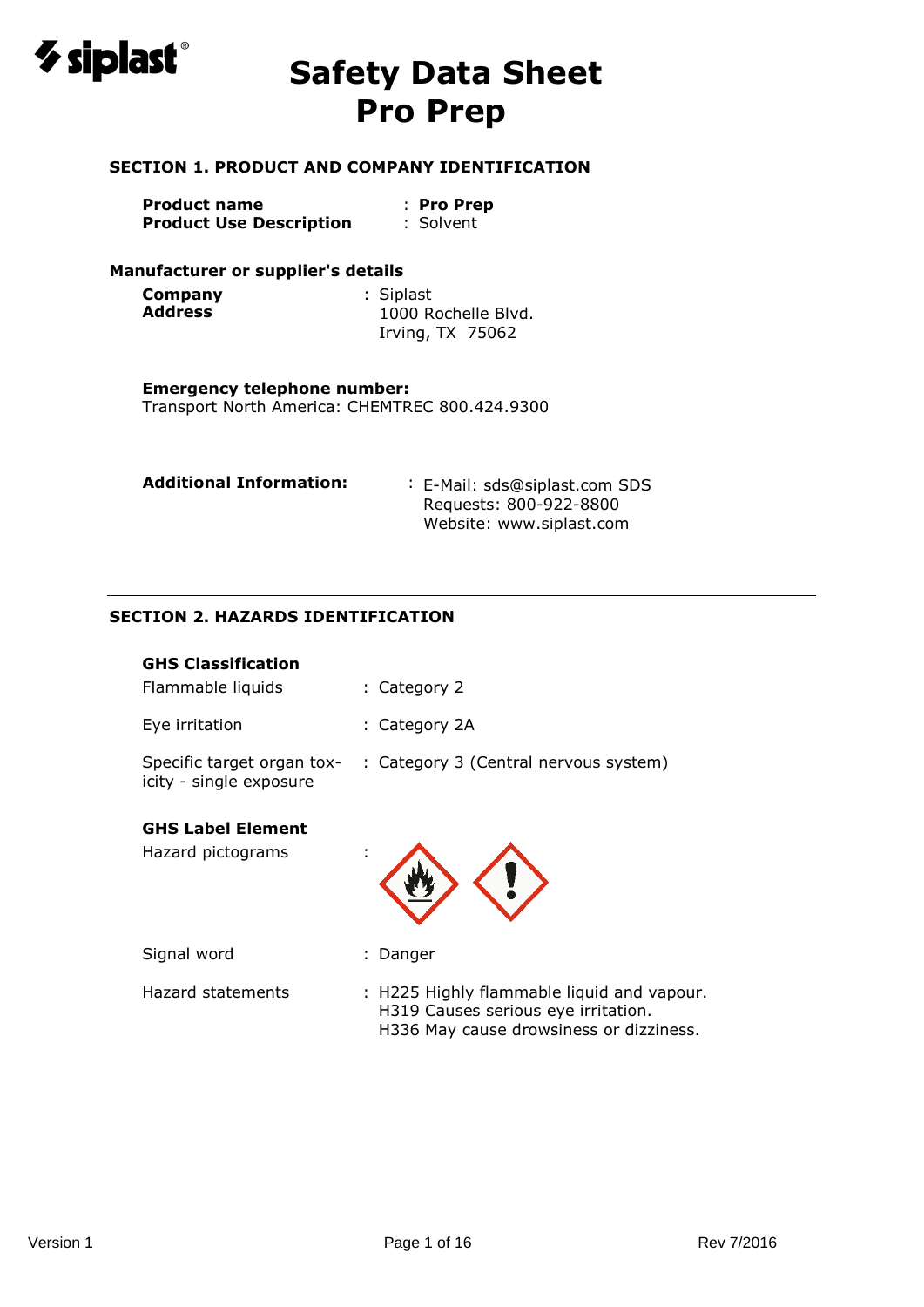# Safety Data Sheet
# Pro Prep

## SECTION 1. PRODUCT AND COMPANY IDENTIFICATION

**Product name** : **Pro Prep**
**Product Use Description** : Solvent

### Manufacturer or supplier's details

**Company** : Siplast
**Address** 1000 Rochelle Blvd.
Irving, TX 75062

**Emergency telephone number:**
Transport North America: CHEMTREC 800.424.9300

**Additional Information:** : E-Mail: sds@siplast.com SDS Requests: 800-922-8800
Website: www.siplast.com

## SECTION 2. HAZARDS IDENTIFICATION

### GHS Classification

Flammable liquids : Category 2

Eye irritation : Category 2A

Specific target organ toxicity - single exposure : Category 3 (Central nervous system)

### GHS Label Element

Hazard pictograms :

Signal word : Danger

Hazard statements : H225 Highly flammable liquid and vapour.
H319 Causes serious eye irritation.
H336 May cause drowsiness or dizziness.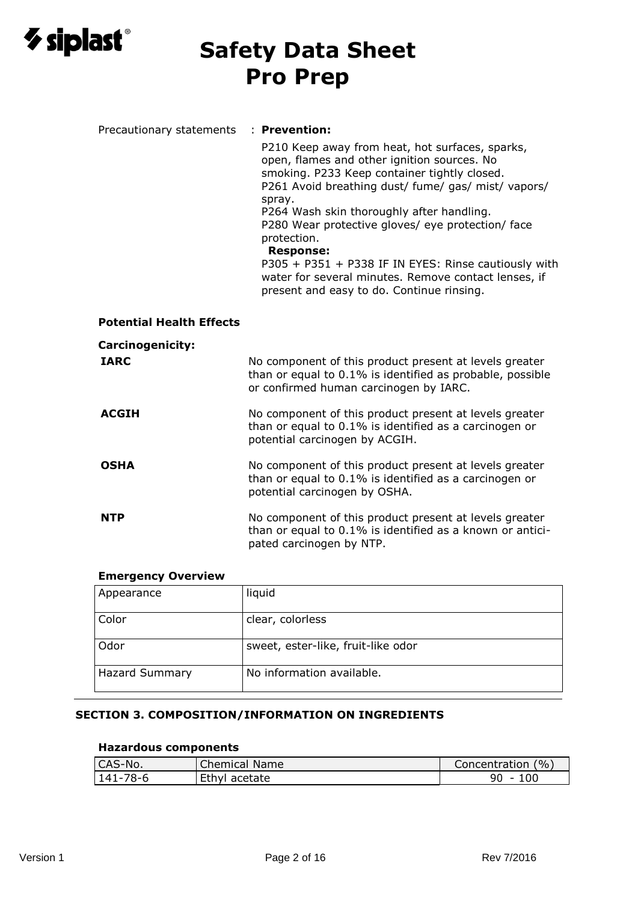Precautionary statements : **Prevention:**

P210 Keep away from heat, hot surfaces, sparks, open, flames and other ignition sources. No smoking. P233 Keep container tightly closed.
P261 Avoid breathing dust/ fume/ gas/ mist/ vapors/ spray.
P264 Wash skin thoroughly after handling.
P280 Wear protective gloves/ eye protection/ face protection.

**Response:**

P305 + P351 + P338 IF IN EYES: Rinse cautiously with water for several minutes. Remove contact lenses, if present and easy to do. Continue rinsing.

**Potential Health Effects**

**Carcinogenicity:**

**IARC** No component of this product present at levels greater than or equal to 0.1% is identified as probable, possible or confirmed human carcinogen by IARC.

**ACGIH** No component of this product present at levels greater than or equal to 0.1% is identified as a carcinogen or potential carcinogen by ACGIH.

**OSHA** No component of this product present at levels greater than or equal to 0.1% is identified as a carcinogen or potential carcinogen by OSHA.

**NTP** No component of this product present at levels greater than or equal to 0.1% is identified as a known or anticipated carcinogen by NTP.

**Emergency Overview**

| Appearance | liquid |
|---|---|
| Color | clear, colorless |
| Odor | sweet, ester-like, fruit-like odor |
| Hazard Summary | No information available. |

## SECTION 3. COMPOSITION/INFORMATION ON INGREDIENTS

**Hazardous components**

| CAS-No. | Chemical Name | Concentration (%) |
|---|---|---|
| 141-78-6 | Ethyl acetate | 90 - 100 |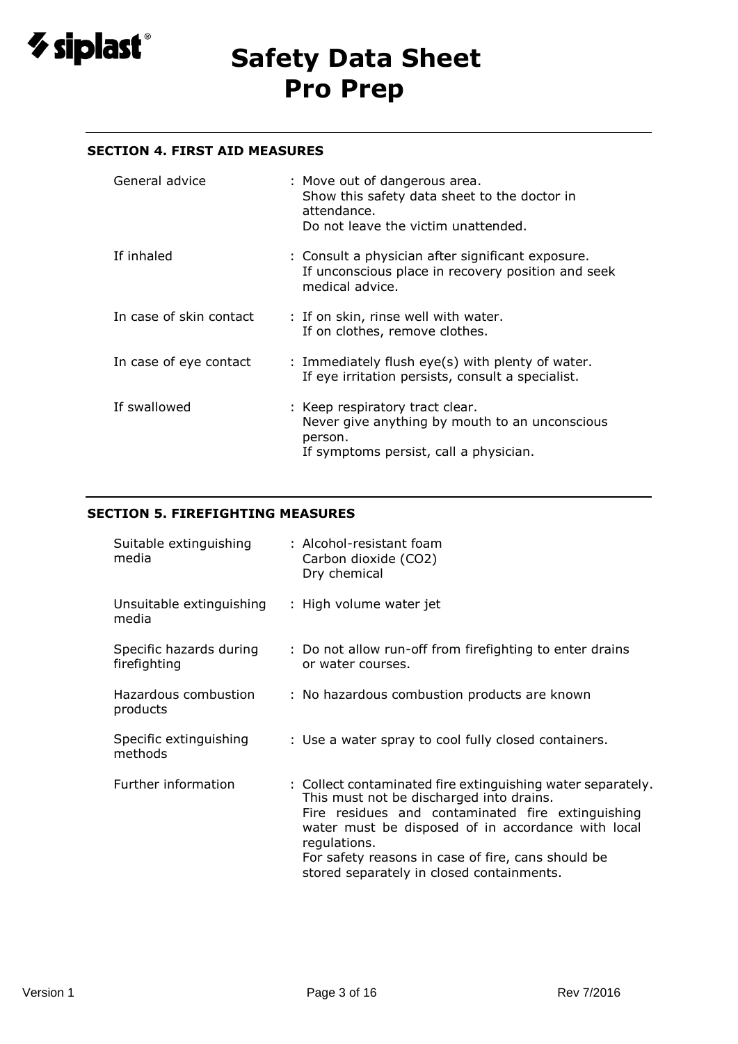## SECTION 4. FIRST AID MEASURES

| | |
|---|---|
| General advice | : Move out of dangerous area.<br>Show this safety data sheet to the doctor in attendance.<br>Do not leave the victim unattended. |
| If inhaled | : Consult a physician after significant exposure.<br>If unconscious place in recovery position and seek medical advice. |
| In case of skin contact | : If on skin, rinse well with water.<br>If on clothes, remove clothes. |
| In case of eye contact | : Immediately flush eye(s) with plenty of water.<br>If eye irritation persists, consult a specialist. |
| If swallowed | : Keep respiratory tract clear.<br>Never give anything by mouth to an unconscious person.<br>If symptoms persist, call a physician. |

## SECTION 5. FIREFIGHTING MEASURES

| | |
|---|---|
| Suitable extinguishing media | : Alcohol-resistant foam<br>Carbon dioxide ($CO_2$)<br>Dry chemical |
| Unsuitable extinguishing media | : High volume water jet |
| Specific hazards during firefighting | : Do not allow run-off from firefighting to enter drains or water courses. |
| Hazardous combustion products | : No hazardous combustion products are known |
| Specific extinguishing methods | : Use a water spray to cool fully closed containers. |
| Further information | : Collect contaminated fire extinguishing water separately. This must not be discharged into drains.<br>Fire residues and contaminated fire extinguishing water must be disposed of in accordance with local regulations.<br>For safety reasons in case of fire, cans should be stored separately in closed containments. |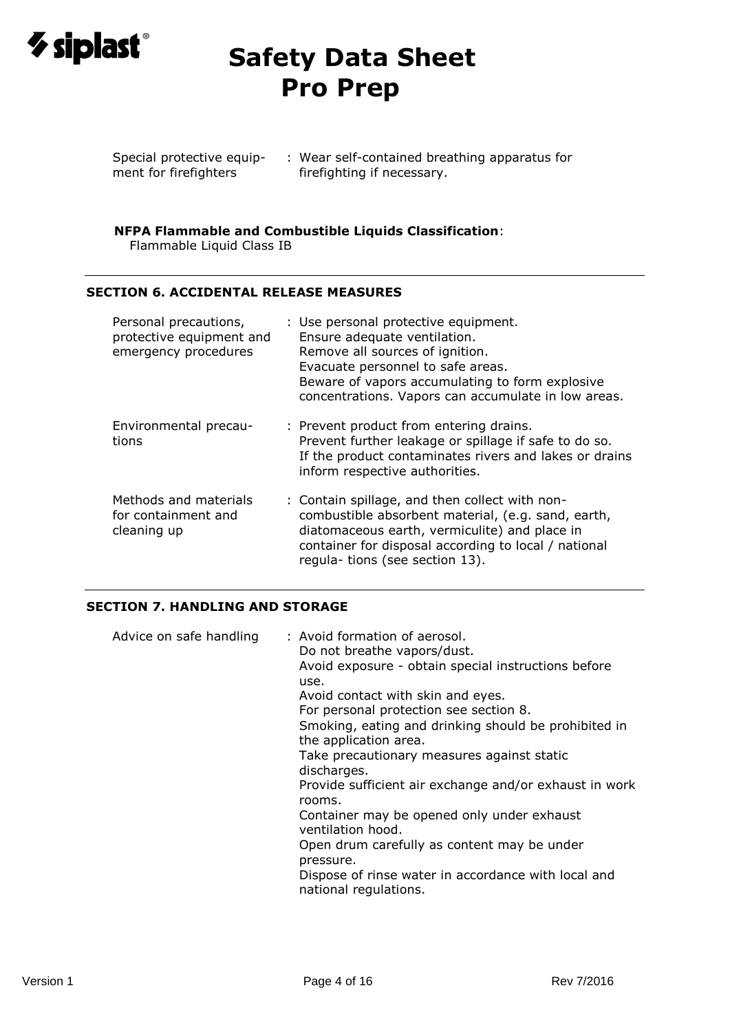| | |
|---|---|
| Special protective equipment for firefighters | : Wear self-contained breathing apparatus for firefighting if necessary. |

**NFPA Flammable and Combustible Liquids Classification**:
Flammable Liquid Class IB

## SECTION 6. ACCIDENTAL RELEASE MEASURES

| | |
|---|---|
| Personal precautions, protective equipment and emergency procedures | : Use personal protective equipment. Ensure adequate ventilation. Remove all sources of ignition. Evacuate personnel to safe areas. Beware of vapors accumulating to form explosive concentrations. Vapors can accumulate in low areas. |
| Environmental precautions | : Prevent product from entering drains. Prevent further leakage or spillage if safe to do so. If the product contaminates rivers and lakes or drains inform respective authorities. |
| Methods and materials for containment and cleaning up | : Contain spillage, and then collect with non-combustible absorbent material, (e.g. sand, earth, diatomaceous earth, vermiculite) and place in container for disposal according to local / national regula- tions (see section 13). |

## SECTION 7. HANDLING AND STORAGE

| | |
|---|---|
| Advice on safe handling | : Avoid formation of aerosol. Do not breathe vapors/dust. Avoid exposure - obtain special instructions before use. Avoid contact with skin and eyes. For personal protection see section 8. Smoking, eating and drinking should be prohibited in the application area. Take precautionary measures against static discharges. Provide sufficient air exchange and/or exhaust in work rooms. Container may be opened only under exhaust ventilation hood. Open drum carefully as content may be under pressure. Dispose of rinse water in accordance with local and national regulations. |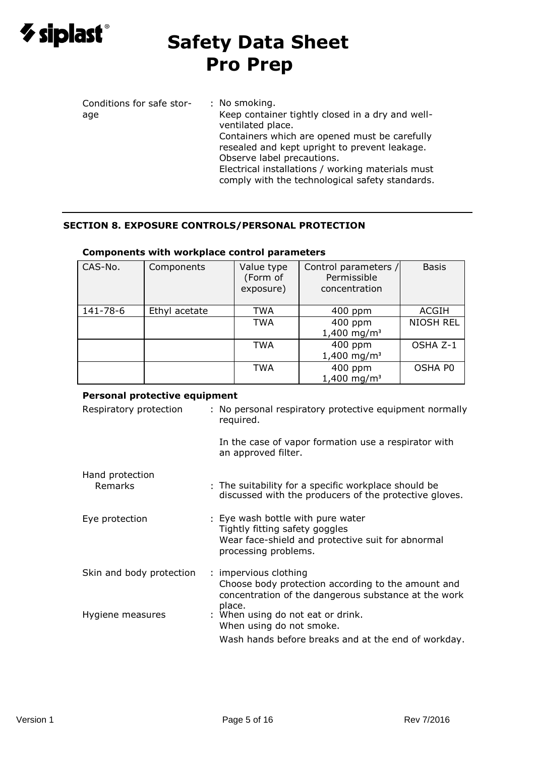Conditions for safe storage : No smoking.
Keep container tightly closed in a dry and well-ventilated place.
Containers which are opened must be carefully resealed and kept upright to prevent leakage.
Observe label precautions.
Electrical installations / working materials must comply with the technological safety standards.

## SECTION 8. EXPOSURE CONTROLS/PERSONAL PROTECTION

### Components with workplace control parameters

| CAS-No. | Components | Value type (Form of exposure) | Control parameters / Permissible concentration | Basis |
|---|---|---|---|---|
| 141-78-6 | Ethyl acetate | TWA | 400 ppm | ACGIH |
| | | TWA | 400 ppm<br>1,400 mg/m³ | NIOSH REL |
| | | TWA | 400 ppm<br>1,400 mg/m³ | OSHA Z-1 |
| | | TWA | 400 ppm<br>1,400 mg/m³ | OSHA P0 |

### Personal protective equipment

Respiratory protection : No personal respiratory protective equipment normally required.

In the case of vapor formation use a respirator with an approved filter.

Hand protection
Remarks : The suitability for a specific workplace should be discussed with the producers of the protective gloves.

Eye protection : Eye wash bottle with pure water
Tightly fitting safety goggles
Wear face-shield and protective suit for abnormal processing problems.

Skin and body protection : impervious clothing
Choose body protection according to the amount and concentration of the dangerous substance at the work place.

Hygiene measures : When using do not eat or drink.
When using do not smoke.
Wash hands before breaks and at the end of workday.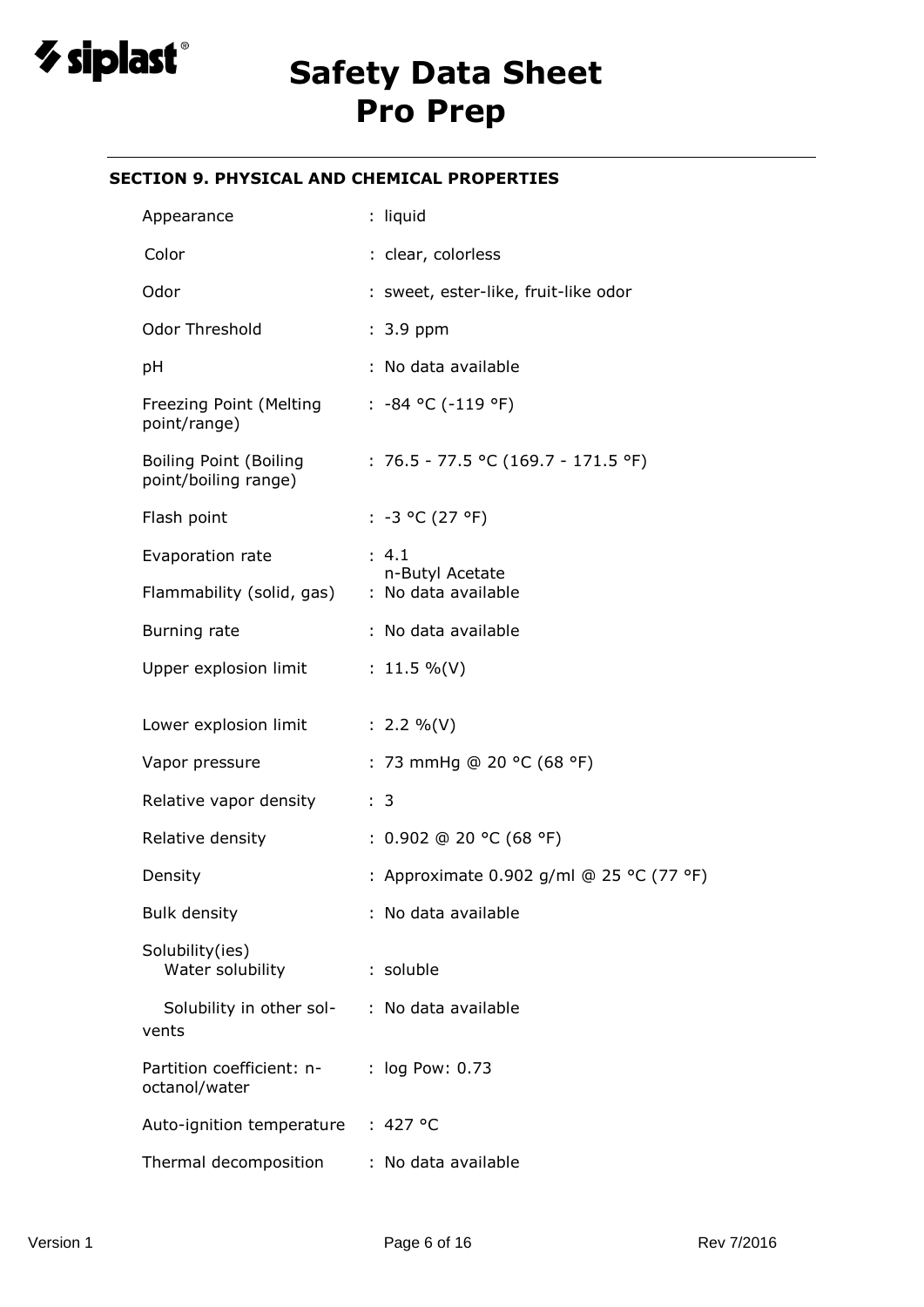## SECTION 9. PHYSICAL AND CHEMICAL PROPERTIES

| Property | Value |
|---|---|
| Appearance | : liquid |
| Color | : clear, colorless |
| Odor | : sweet, ester-like, fruit-like odor |
| Odor Threshold | : 3.9 ppm |
| pH | : No data available |
| Freezing Point (Melting point/range) | : -84 °C (-119 °F) |
| Boiling Point (Boiling point/boiling range) | : 76.5 - 77.5 °C (169.7 - 171.5 °F) |
| Flash point | : -3 °C (27 °F) |
| Evaporation rate | : 4.1 n-Butyl Acetate |
| Flammability (solid, gas) | : No data available |
| Burning rate | : No data available |
| Upper explosion limit | : 11.5 %(V) |
| Lower explosion limit | : 2.2 %(V) |
| Vapor pressure | : 73 mmHg @ 20 °C (68 °F) |
| Relative vapor density | : 3 |
| Relative density | : 0.902 @ 20 °C (68 °F) |
| Density | : Approximate 0.902 g/ml @ 25 °C (77 °F) |
| Bulk density | : No data available |
| Solubility(ies) Water solubility | : soluble |
| Solubility in other solvents | : No data available |
| Partition coefficient: n-octanol/water | : log Pow: 0.73 |
| Auto-ignition temperature | : 427 °C |
| Thermal decomposition | : No data available |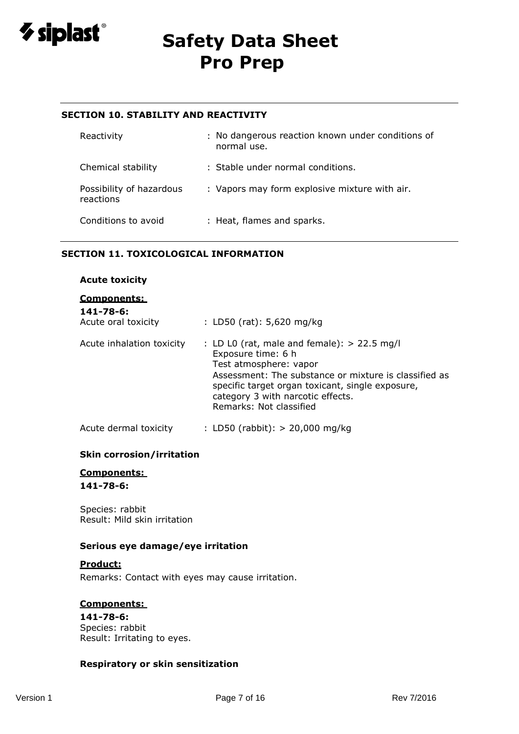## SECTION 10. STABILITY AND REACTIVITY

| | |
|---|---|
| Reactivity | : No dangerous reaction known under conditions of normal use. |
| Chemical stability | : Stable under normal conditions. |
| Possibility of hazardous reactions | : Vapors may form explosive mixture with air. |
| Conditions to avoid | : Heat, flames and sparks. |

## SECTION 11. TOXICOLOGICAL INFORMATION

### Acute toxicity

**Components:**

**141-78-6:**

| | |
|---|---|
| Acute oral toxicity | : LD50 (rat): 5,620 mg/kg |
| Acute inhalation toxicity | : LD L0 (rat, male and female): > 22.5 mg/l<br>Exposure time: 6 h<br>Test atmosphere: vapor<br>Assessment: The substance or mixture is classified as specific target organ toxicant, single exposure, category 3 with narcotic effects.<br>Remarks: Not classified |
| Acute dermal toxicity | : LD50 (rabbit): > 20,000 mg/kg |

### Skin corrosion/irritation

**Components:**

**141-78-6:**

Species: rabbit
Result: Mild skin irritation

### Serious eye damage/eye irritation

**Product:**

Remarks: Contact with eyes may cause irritation.

**Components:**

**141-78-6:**
Species: rabbit
Result: Irritating to eyes.

### Respiratory or skin sensitization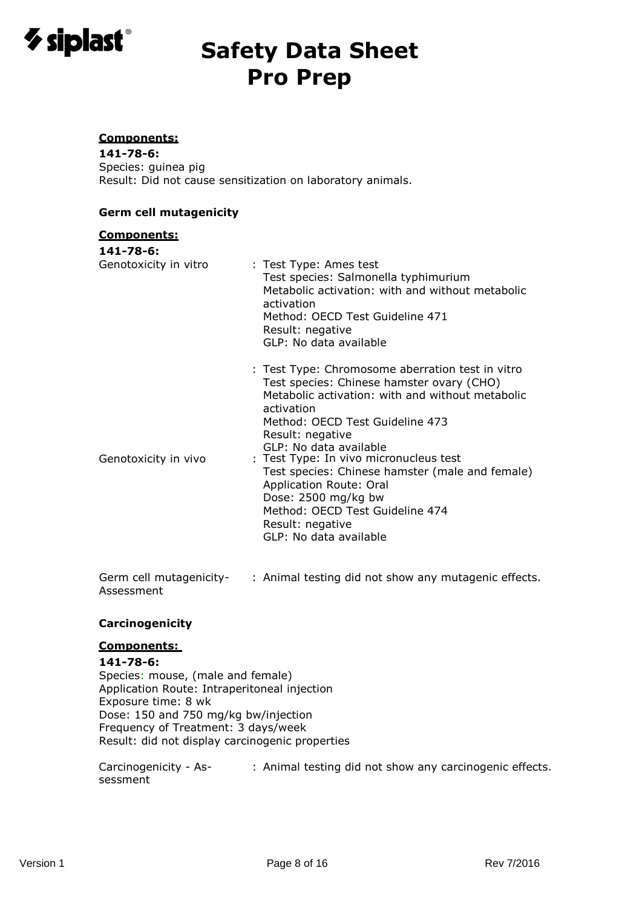**Components:**

**141-78-6:**
Species: guinea pig
Result: Did not cause sensitization on laboratory animals.

**Germ cell mutagenicity**

**Components:**

**141-78-6:**

Genotoxicity in vitro : Test Type: Ames test
Test species: Salmonella typhimurium
Metabolic activation: with and without metabolic activation
Method: OECD Test Guideline 471
Result: negative
GLP: No data available

: Test Type: Chromosome aberration test in vitro
Test species: Chinese hamster ovary (CHO)
Metabolic activation: with and without metabolic activation
Method: OECD Test Guideline 473
Result: negative
GLP: No data available

Genotoxicity in vivo : Test Type: In vivo micronucleus test
Test species: Chinese hamster (male and female)
Application Route: Oral
Dose: 2500 mg/kg bw
Method: OECD Test Guideline 474
Result: negative
GLP: No data available

Germ cell mutagenicity- Assessment : Animal testing did not show any mutagenic effects.

**Carcinogenicity**

**Components:**

**141-78-6:**
Species: mouse, (male and female)
Application Route: Intraperitoneal injection
Exposure time: 8 wk
Dose: 150 and 750 mg/kg bw/injection
Frequency of Treatment: 3 days/week
Result: did not display carcinogenic properties

Carcinogenicity - Assessment : Animal testing did not show any carcinogenic effects.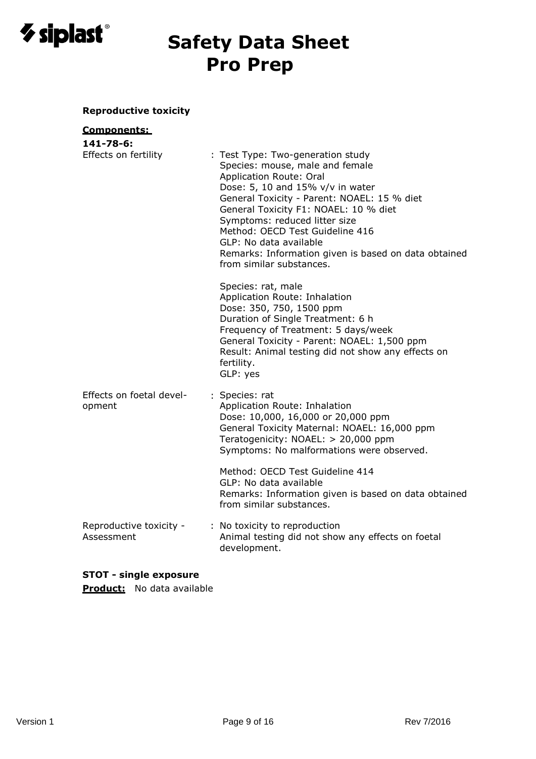**Reproductive toxicity**

**Components:**

**141-78-6:**

Effects on fertility : Test Type: Two-generation study
Species: mouse, male and female
Application Route: Oral
Dose: 5, 10 and 15% v/v in water
General Toxicity - Parent: NOAEL: 15 % diet
General Toxicity F1: NOAEL: 10 % diet
Symptoms: reduced litter size
Method: OECD Test Guideline 416
GLP: No data available
Remarks: Information given is based on data obtained from similar substances.

Species: rat, male
Application Route: Inhalation
Dose: 350, 750, 1500 ppm
Duration of Single Treatment: 6 h
Frequency of Treatment: 5 days/week
General Toxicity - Parent: NOAEL: 1,500 ppm
Result: Animal testing did not show any effects on fertility.
GLP: yes

Effects on foetal development : Species: rat
Application Route: Inhalation
Dose: 10,000, 16,000 or 20,000 ppm
General Toxicity Maternal: NOAEL: 16,000 ppm
Teratogenicity: NOAEL: > 20,000 ppm
Symptoms: No malformations were observed.

Method: OECD Test Guideline 414
GLP: No data available
Remarks: Information given is based on data obtained from similar substances.

Reproductive toxicity - Assessment : No toxicity to reproduction
Animal testing did not show any effects on foetal development.

**STOT - single exposure**

**Product:** No data available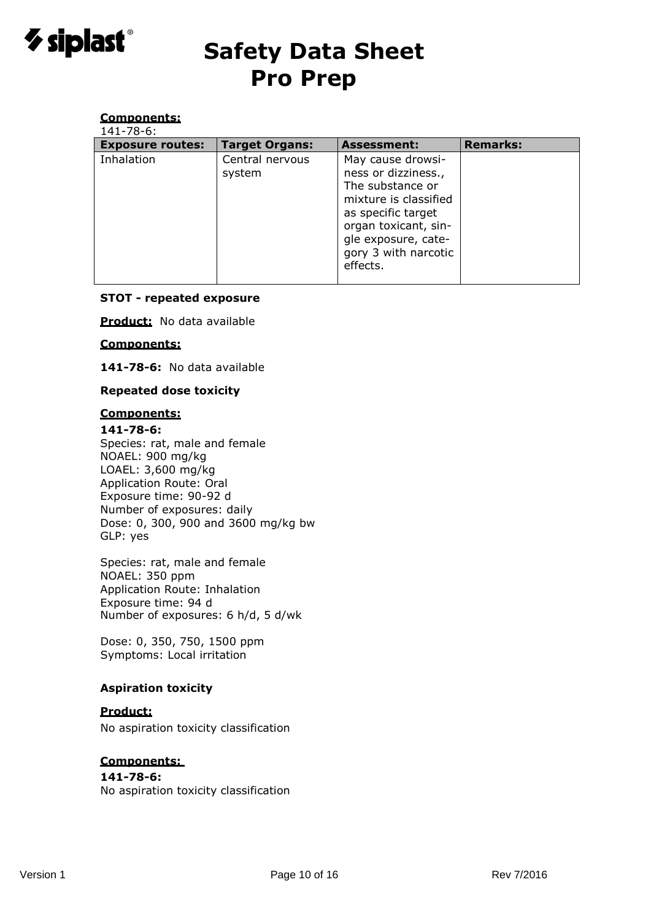**Components:**

141-78-6:

| Exposure routes: | Target Organs: | Assessment: | Remarks: |
|---|---|---|---|
| Inhalation | Central nervous system | May cause drowsiness or dizziness., The substance or mixture is classified as specific target organ toxicant, single exposure, category 3 with narcotic effects. | |

**STOT - repeated exposure**

**Product:** No data available

**Components:**

**141-78-6:** No data available

**Repeated dose toxicity**

**Components:**

**141-78-6:**
Species: rat, male and female
NOAEL: 900 mg/kg
LOAEL: 3,600 mg/kg
Application Route: Oral
Exposure time: 90-92 d
Number of exposures: daily
Dose: 0, 300, 900 and 3600 mg/kg bw
GLP: yes

Species: rat, male and female
NOAEL: 350 ppm
Application Route: Inhalation
Exposure time: 94 d
Number of exposures: 6 h/d, 5 d/wk

Dose: 0, 350, 750, 1500 ppm
Symptoms: Local irritation

**Aspiration toxicity**

**Product:**

No aspiration toxicity classification

**Components:**

**141-78-6:**
No aspiration toxicity classification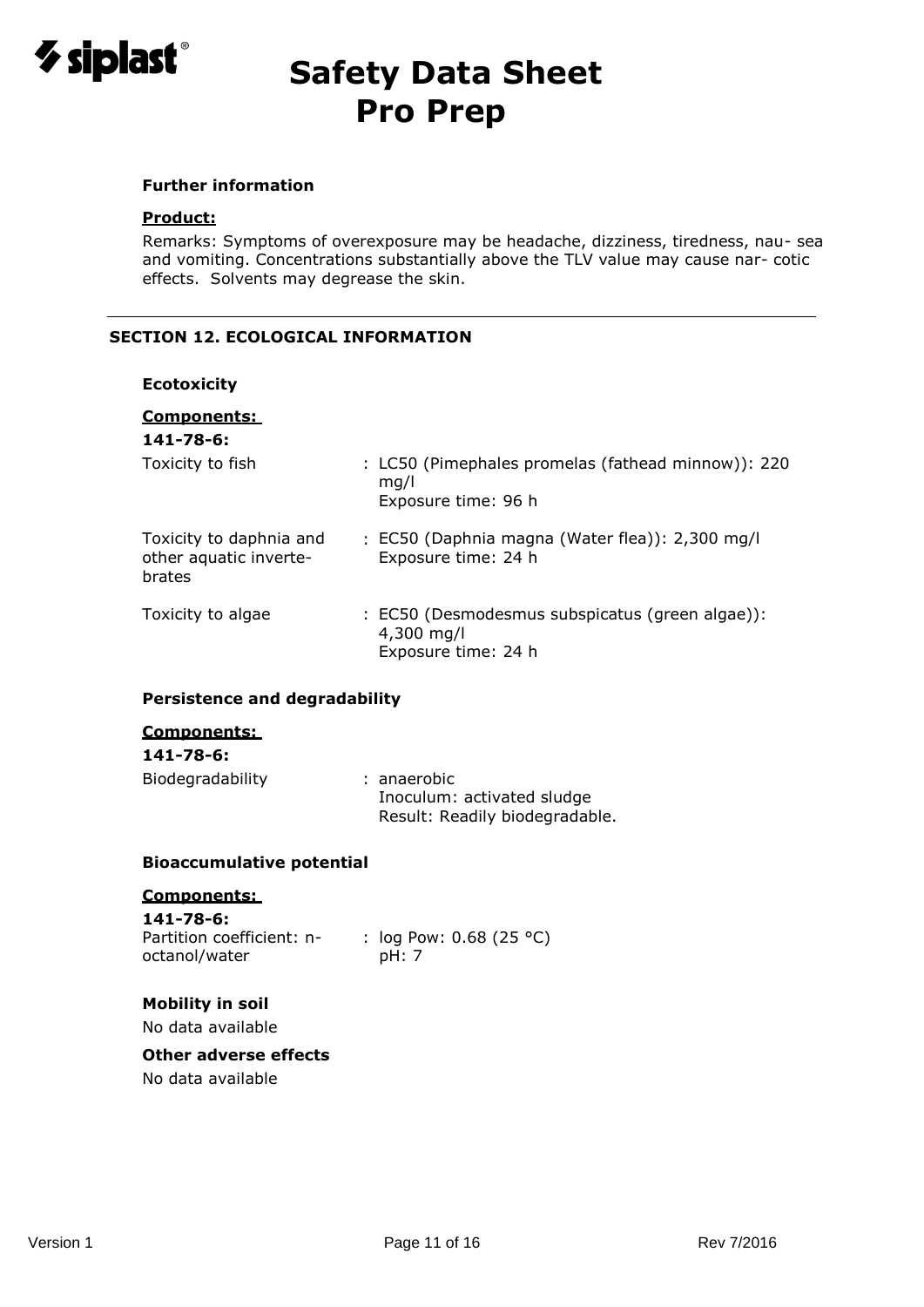### Further information

**Product:**

Remarks: Symptoms of overexposure may be headache, dizziness, tiredness, nau- sea and vomiting. Concentrations substantially above the TLV value may cause nar- cotic effects. Solvents may degrease the skin.

---

## SECTION 12. ECOLOGICAL INFORMATION

### Ecotoxicity

**Components:**

**141-78-6:**

| | |
|---|---|
| Toxicity to fish | : LC50 (Pimephales promelas (fathead minnow)): 220 mg/l<br>Exposure time: 96 h |
| Toxicity to daphnia and other aquatic inverte- brates | : EC50 (Daphnia magna (Water flea)): 2,300 mg/l<br>Exposure time: 24 h |
| Toxicity to algae | : EC50 (Desmodesmus subspicatus (green algae)): 4,300 mg/l<br>Exposure time: 24 h |

### Persistence and degradability

**Components:**

**141-78-6:**

| | |
|---|---|
| Biodegradability | : anaerobic<br>Inoculum: activated sludge<br>Result: Readily biodegradable. |

### Bioaccumulative potential

**Components:**

**141-78-6:**

| | |
|---|---|
| Partition coefficient: n-octanol/water | : log Pow: 0.68 (25 °C)<br>pH: 7 |

### Mobility in soil

No data available

### Other adverse effects

No data available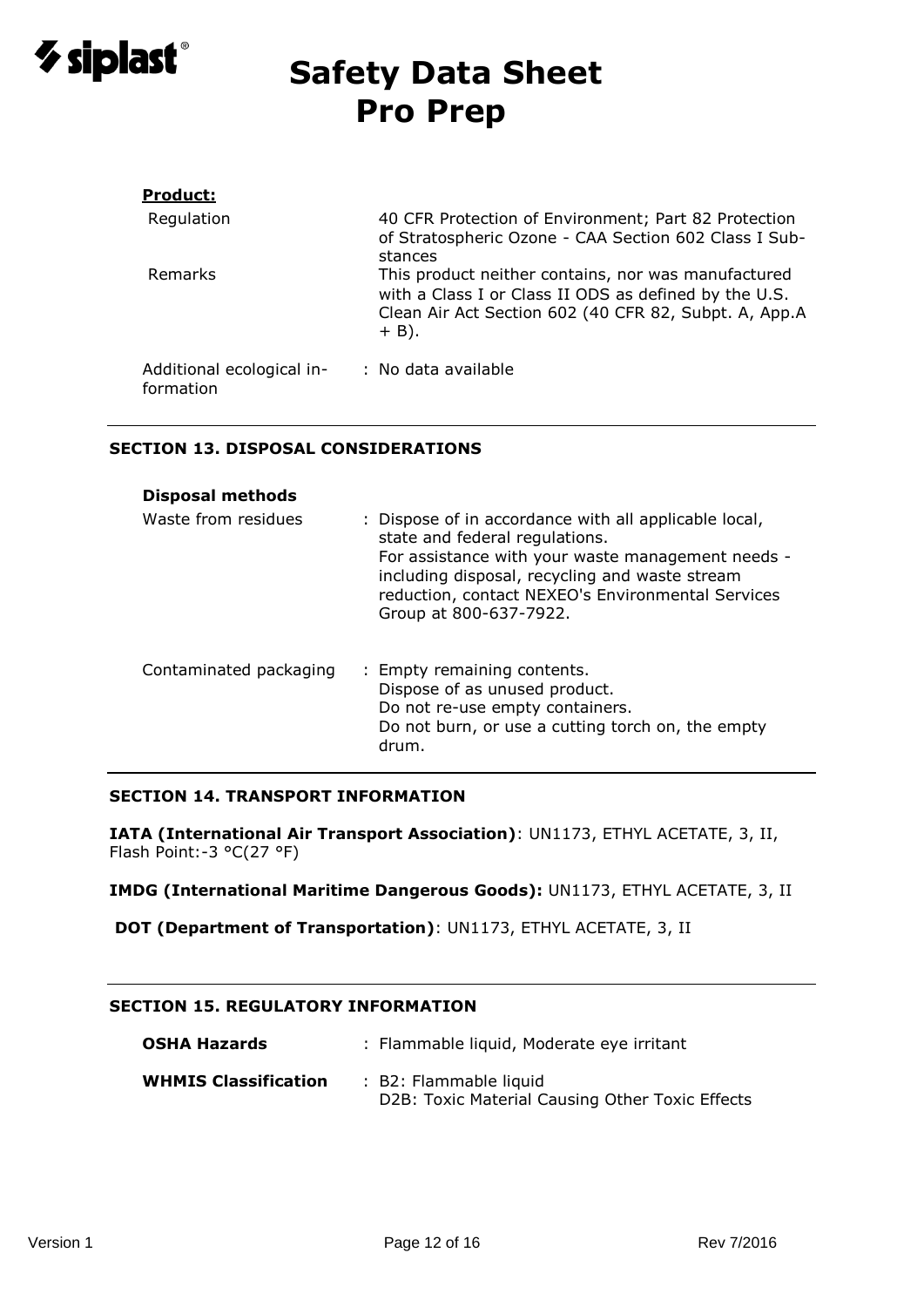**Product:**

| | |
|---|---|
| Regulation | 40 CFR Protection of Environment; Part 82 Protection of Stratospheric Ozone - CAA Section 602 Class I Substances |
| Remarks | This product neither contains, nor was manufactured with a Class I or Class II ODS as defined by the U.S. Clean Air Act Section 602 (40 CFR 82, Subpt. A, App.A + B). |

Additional ecological information : No data available

## SECTION 13. DISPOSAL CONSIDERATIONS

**Disposal methods**

Waste from residues : Dispose of in accordance with all applicable local, state and federal regulations.
For assistance with your waste management needs - including disposal, recycling and waste stream reduction, contact NEXEO's Environmental Services Group at 800-637-7922.

Contaminated packaging : Empty remaining contents.
Dispose of as unused product.
Do not re-use empty containers.
Do not burn, or use a cutting torch on, the empty drum.

## SECTION 14. TRANSPORT INFORMATION

**IATA (International Air Transport Association)**: UN1173, ETHYL ACETATE, 3, II, Flash Point:-3 °C(27 °F)

**IMDG (International Maritime Dangerous Goods):** UN1173, ETHYL ACETATE, 3, II

**DOT (Department of Transportation)**: UN1173, ETHYL ACETATE, 3, II

## SECTION 15. REGULATORY INFORMATION

**OSHA Hazards** : Flammable liquid, Moderate eye irritant

**WHMIS Classification** : B2: Flammable liquid
D2B: Toxic Material Causing Other Toxic Effects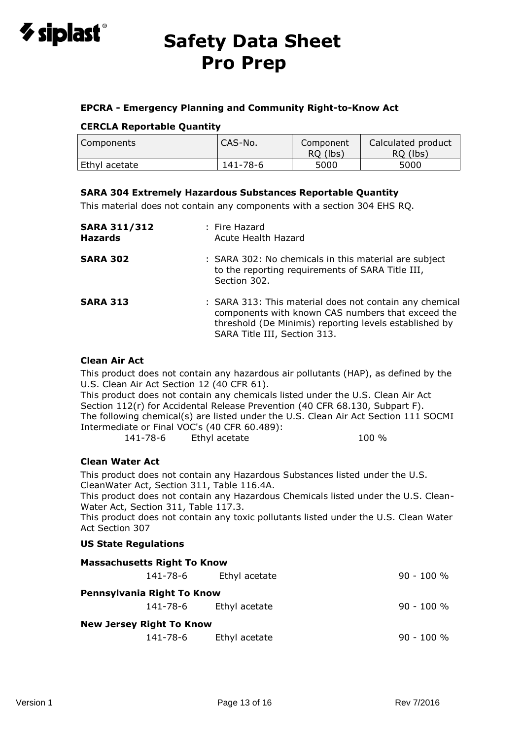**EPCRA - Emergency Planning and Community Right-to-Know Act**

**CERCLA Reportable Quantity**

| Components | CAS-No. | Component RQ (lbs) | Calculated product RQ (lbs) |
|---|---|---|---|
| Ethyl acetate | 141-78-6 | 5000 | 5000 |

**SARA 304 Extremely Hazardous Substances Reportable Quantity**

This material does not contain any components with a section 304 EHS RQ.

**SARA 311/312 Hazards** : Fire Hazard
Acute Health Hazard

**SARA 302** : SARA 302: No chemicals in this material are subject to the reporting requirements of SARA Title III, Section 302.

**SARA 313** : SARA 313: This material does not contain any chemical components with known CAS numbers that exceed the threshold (De Minimis) reporting levels established by SARA Title III, Section 313.

**Clean Air Act**

This product does not contain any hazardous air pollutants (HAP), as defined by the U.S. Clean Air Act Section 12 (40 CFR 61).
This product does not contain any chemicals listed under the U.S. Clean Air Act Section 112(r) for Accidental Release Prevention (40 CFR 68.130, Subpart F).
The following chemical(s) are listed under the U.S. Clean Air Act Section 111 SOCMI Intermediate or Final VOC's (40 CFR 60.489):

141-78-6 Ethyl acetate 100 %

**Clean Water Act**

This product does not contain any Hazardous Substances listed under the U.S. CleanWater Act, Section 311, Table 116.4A.
This product does not contain any Hazardous Chemicals listed under the U.S. Clean-Water Act, Section 311, Table 117.3.
This product does not contain any toxic pollutants listed under the U.S. Clean Water Act Section 307

**US State Regulations**

**Massachusetts Right To Know**

141-78-6 Ethyl acetate 90 - 100 %

**Pennsylvania Right To Know**

141-78-6 Ethyl acetate 90 - 100 %

**New Jersey Right To Know**

141-78-6 Ethyl acetate 90 - 100 %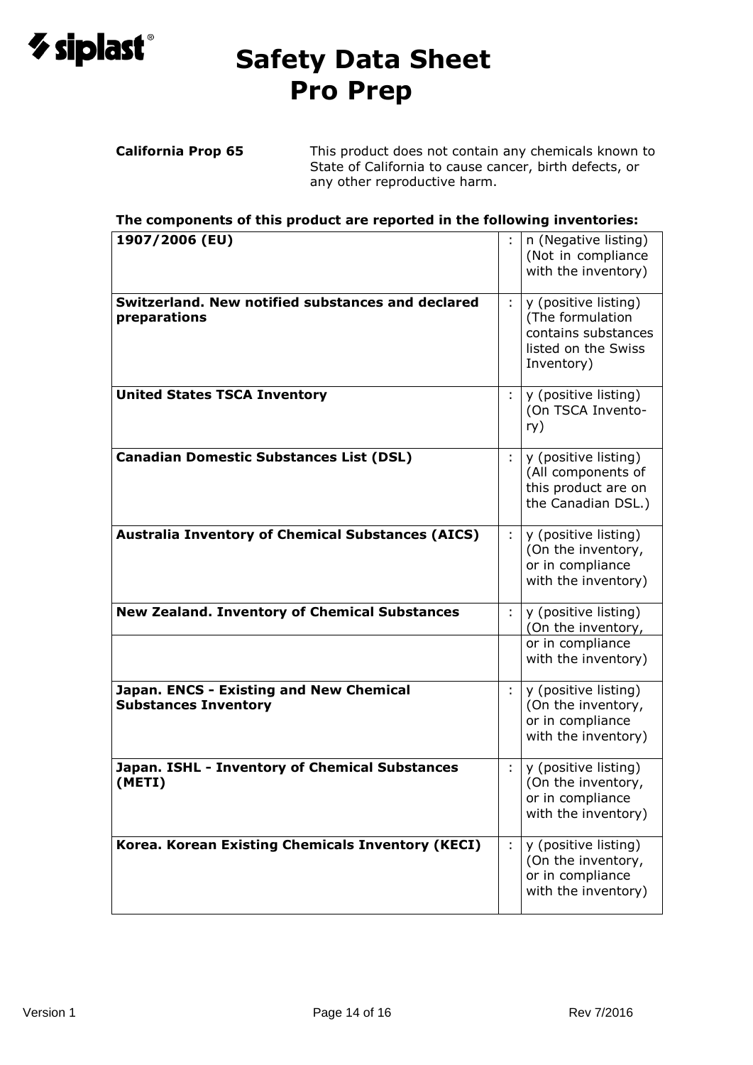**California Prop 65** This product does not contain any chemicals known to State of California to cause cancer, birth defects, or any other reproductive harm.

**The components of this product are reported in the following inventories:**

| | | |
|---|---|---|
| **1907/2006 (EU)** | : | n (Negative listing) (Not in compliance with the inventory) |
| **Switzerland. New notified substances and declared preparations** | : | y (positive listing) (The formulation contains substances listed on the Swiss Inventory) |
| **United States TSCA Inventory** | : | y (positive listing) (On TSCA Inventory) |
| **Canadian Domestic Substances List (DSL)** | : | y (positive listing) (All components of this product are on the Canadian DSL.) |
| **Australia Inventory of Chemical Substances (AICS)** | : | y (positive listing) (On the inventory, or in compliance with the inventory) |
| **New Zealand. Inventory of Chemical Substances** | : | y (positive listing) (On the inventory, or in compliance with the inventory) |
| **Japan. ENCS - Existing and New Chemical Substances Inventory** | : | y (positive listing) (On the inventory, or in compliance with the inventory) |
| **Japan. ISHL - Inventory of Chemical Substances (METI)** | : | y (positive listing) (On the inventory, or in compliance with the inventory) |
| **Korea. Korean Existing Chemicals Inventory (KECI)** | : | y (positive listing) (On the inventory, or in compliance with the inventory) |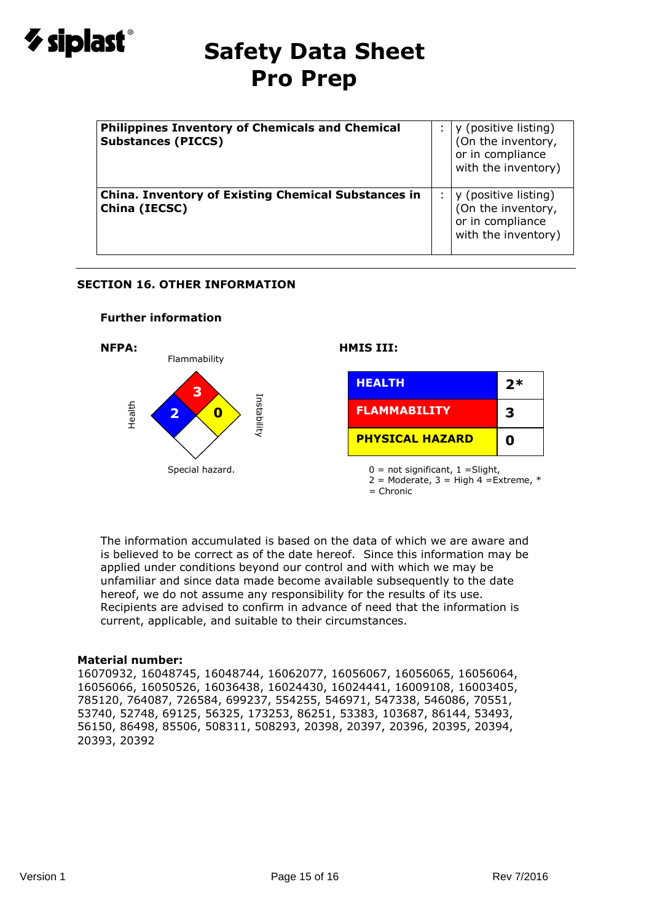| Philippines Inventory of Chemicals and Chemical Substances (PICCS) | : | y (positive listing) (On the inventory, or in compliance with the inventory) |
|---|---|---|
| **China. Inventory of Existing Chemical Substances in China (IECSC)** | : | y (positive listing) (On the inventory, or in compliance with the inventory) |

## SECTION 16. OTHER INFORMATION

### Further information

**NFPA:**

Flammability: 3
Health: 2
Instability: 0
Special hazard.

**HMIS III:**

| HEALTH | 2* |
|---|---|
| FLAMMABILITY | 3 |
| PHYSICAL HAZARD | 0 |

0 = not significant, 1 =Slight, 2 = Moderate, 3 = High 4 =Extreme, * = Chronic

The information accumulated is based on the data of which we are aware and is believed to be correct as of the date hereof. Since this information may be applied under conditions beyond our control and with which we may be unfamiliar and since data made become available subsequently to the date hereof, we do not assume any responsibility for the results of its use. Recipients are advised to confirm in advance of need that the information is current, applicable, and suitable to their circumstances.

**Material number:**
16070932, 16048745, 16048744, 16062077, 16056067, 16056065, 16056064, 16056066, 16050526, 16036438, 16024430, 16024441, 16009108, 16003405, 785120, 764087, 726584, 699237, 554255, 546971, 547338, 546086, 70551, 53740, 52748, 69125, 56325, 173253, 86251, 53383, 103687, 86144, 53493, 56150, 86498, 85506, 508311, 508293, 20398, 20397, 20396, 20395, 20394, 20393, 20392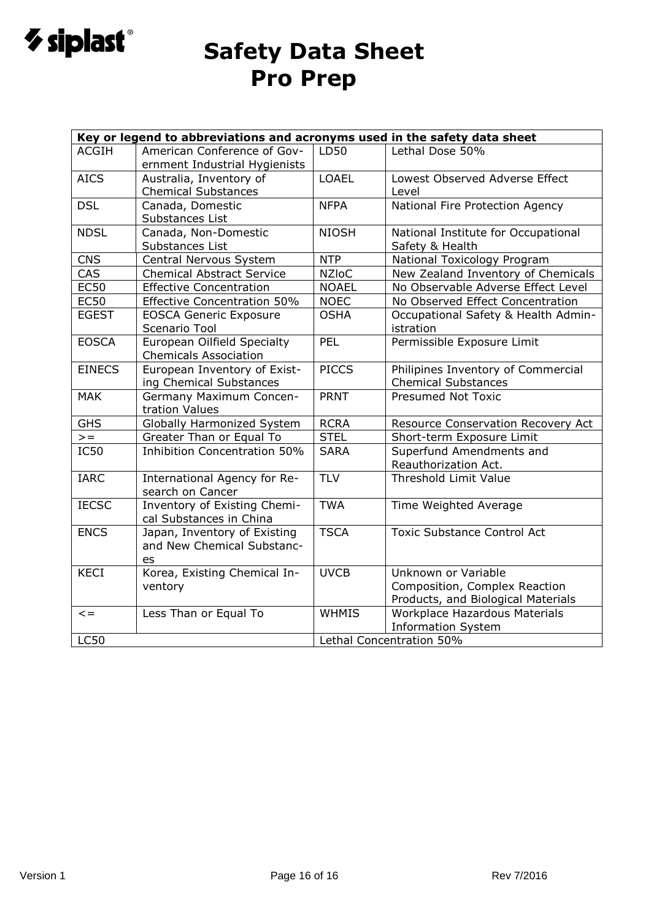# Safety Data Sheet
# Pro Prep

| Key or legend to abbreviations and acronyms used in the safety data sheet | | | |
|---|---|---|---|
| ACGIH | American Conference of Government Industrial Hygienists | LD50 | Lethal Dose 50% |
| AICS | Australia, Inventory of Chemical Substances | LOAEL | Lowest Observed Adverse Effect Level |
| DSL | Canada, Domestic Substances List | NFPA | National Fire Protection Agency |
| NDSL | Canada, Non-Domestic Substances List | NIOSH | National Institute for Occupational Safety & Health |
| CNS | Central Nervous System | NTP | National Toxicology Program |
| CAS | Chemical Abstract Service | NZIoC | New Zealand Inventory of Chemicals |
| EC50 | Effective Concentration | NOAEL | No Observable Adverse Effect Level |
| EC50 | Effective Concentration 50% | NOEC | No Observed Effect Concentration |
| EGEST | EOSCA Generic Exposure Scenario Tool | OSHA | Occupational Safety & Health Administration |
| EOSCA | European Oilfield Specialty Chemicals Association | PEL | Permissible Exposure Limit |
| EINECS | European Inventory of Existing Chemical Substances | PICCS | Philipines Inventory of Commercial Chemical Substances |
| MAK | Germany Maximum Concentration Values | PRNT | Presumed Not Toxic |
| GHS | Globally Harmonized System | RCRA | Resource Conservation Recovery Act |
| >= | Greater Than or Equal To | STEL | Short-term Exposure Limit |
| IC50 | Inhibition Concentration 50% | SARA | Superfund Amendments and Reauthorization Act. |
| IARC | International Agency for Research on Cancer | TLV | Threshold Limit Value |
| IECSC | Inventory of Existing Chemical Substances in China | TWA | Time Weighted Average |
| ENCS | Japan, Inventory of Existing and New Chemical Substances | TSCA | Toxic Substance Control Act |
| KECI | Korea, Existing Chemical Inventory | UVCB | Unknown or Variable Composition, Complex Reaction Products, and Biological Materials |
| <= | Less Than or Equal To | WHMIS | Workplace Hazardous Materials Information System |
| LC50 | | Lethal Concentration 50% | |